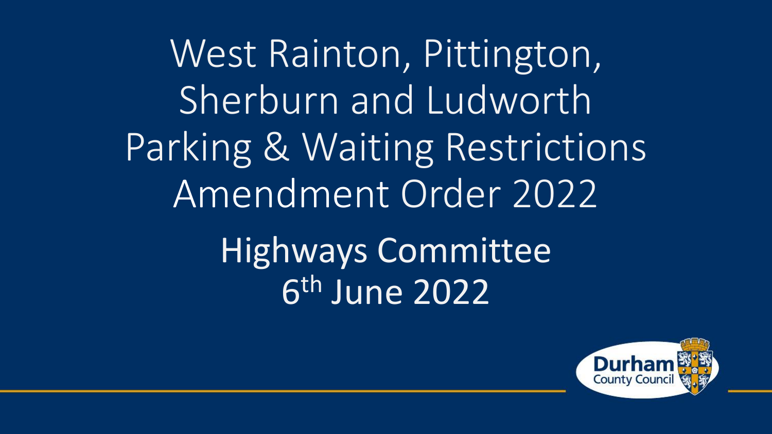# West Rainton, Pittington, Sherburn and Ludworth Parking & Waiting Restrictions Amendment Order 2022

## Highways Committee
## 6th June 2022

Durham County Council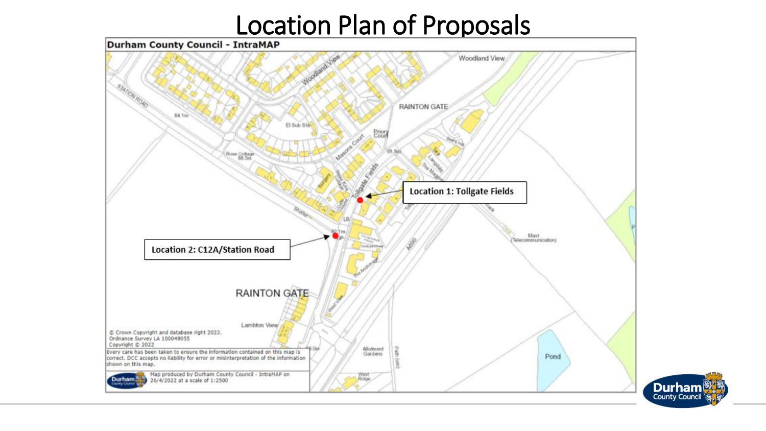# Location Plan of Proposals

**Durham County Council - IntraMAP**

Location 1: Tollgate Fields

Location 2: C12A/Station Road

© Crown Copyright and database right 2022.
Ordnance Survey LA 100049055
Copyright © 2022

Every care has been taken to ensure the information contained on this map is correct. DCC accepts no liability for error or misinterpretation of the information shown on this map.

Map produced by Durham County Council - IntraMAP on 26/4/2022 at a scale of 1:2500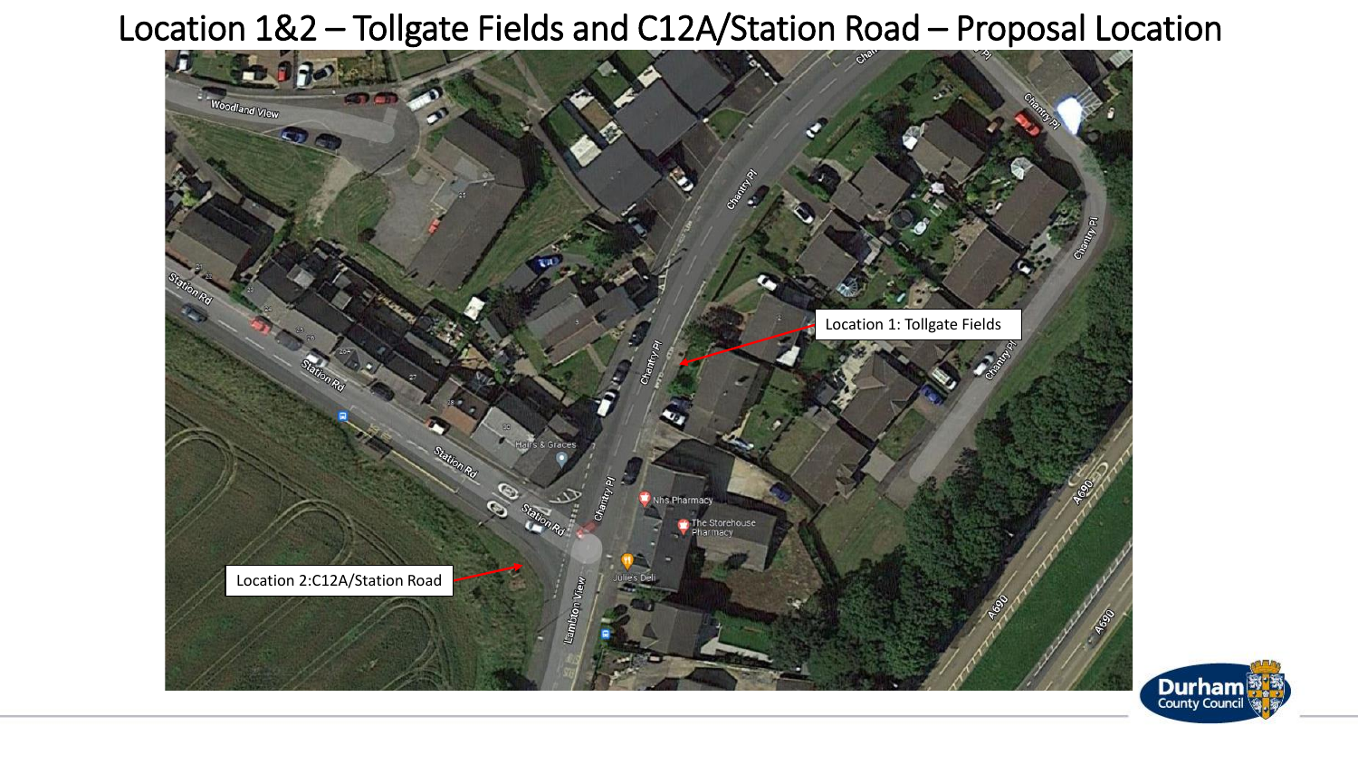# Location 1&2 – Tollgate Fields and C12A/Station Road – Proposal Location

Location 1: Tollgate Fields

Location 2:C12A/Station Road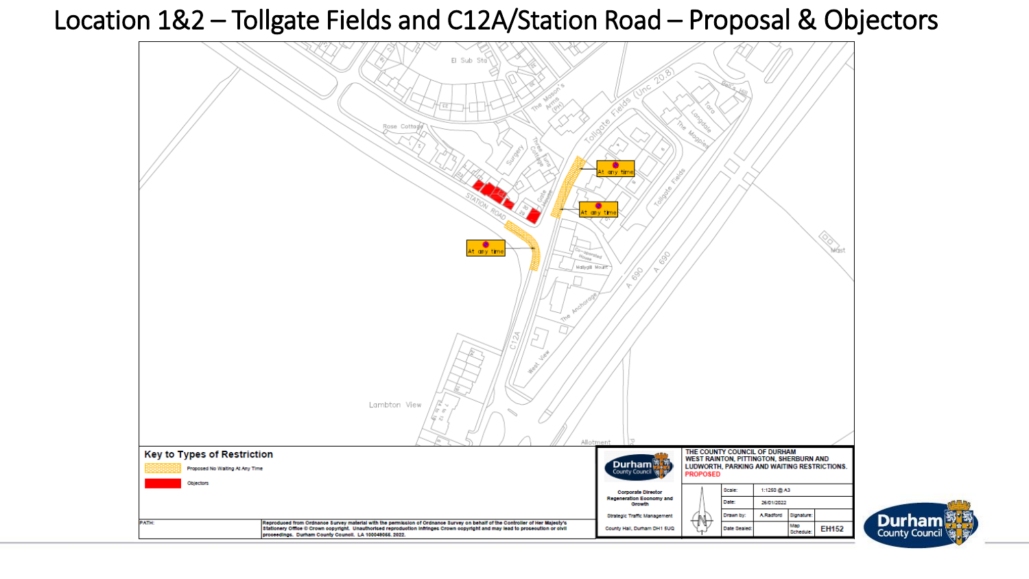# Location 1&2 – Tollgate Fields and C12A/Station Road – Proposal & Objectors

**Key to Types of Restriction**

- Proposed No Waiting At Any Time
- Objectors

At any time

At any time

At any time

THE COUNTY COUNCIL OF DURHAM
WEST RAINTON, PITTINGTON, SHERBURN AND LUDWORTH, PARKING AND WAITING RESTRICTIONS.
PROPOSED

Corporate Director
Regeneration Economy and Growth

Strategic Traffic Management

County Hall, Durham DH1 5UQ

| Scale: | 1:1250 @ A3 | | |
|---|---|---|---|
| Date: | 26/01/2022 | | |
| Drawn by: | A.Radford | Signature: | |
| Date Sealed: | | Map Schedule: | EH152 |

PATH:

Reproduced from Ordnance Survey material with the permission of Ordnance Survey on behalf of the Controller of Her Majesty's Stationery Office © Crown copyright. Unauthorised reproduction infringes Crown copyright and may lead to prosecution or civil proceedings. Durham County Council. LA 100049055. 2022.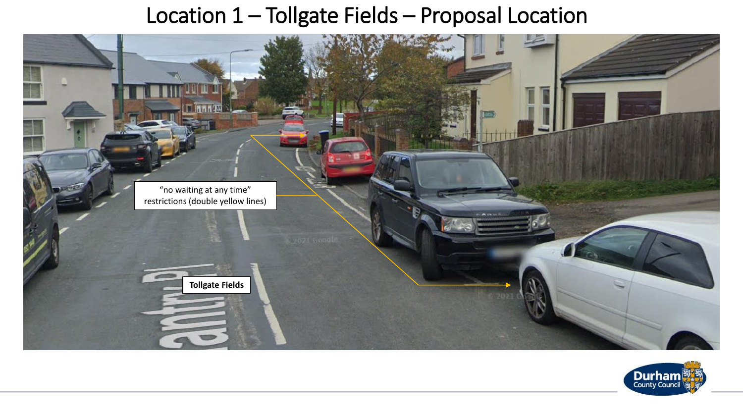# Location 1 – Tollgate Fields – Proposal Location

"no waiting at any time" restrictions (double yellow lines)

Tollgate Fields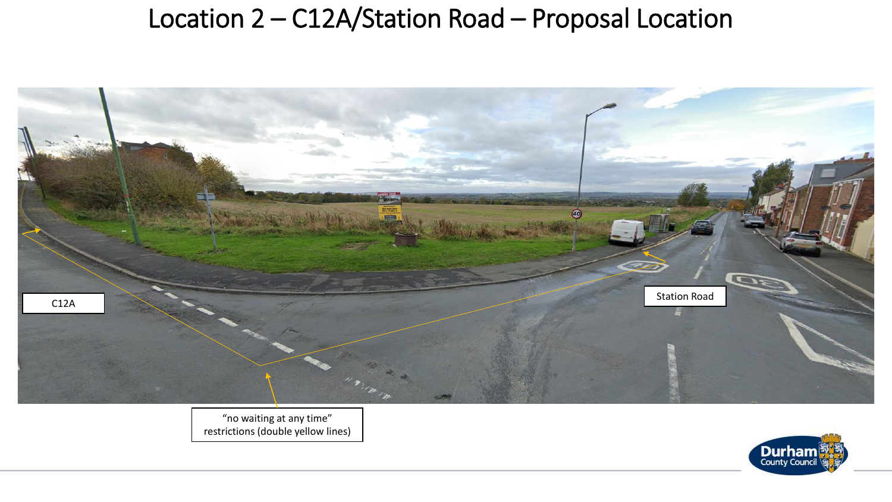# Location 2 – C12A/Station Road – Proposal Location

C12A

Station Road

"no waiting at any time" restrictions (double yellow lines)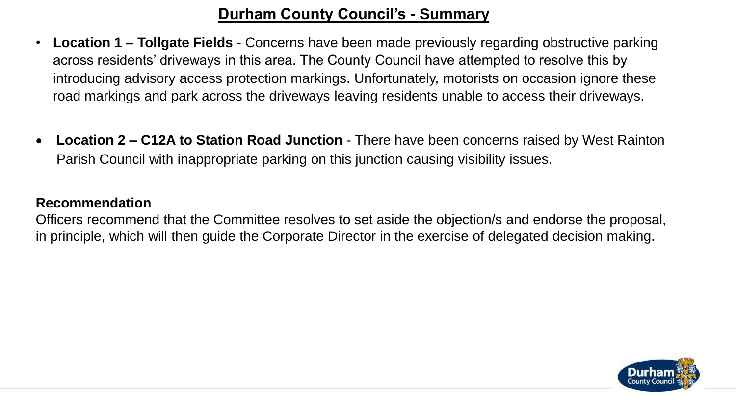# Durham County Council's - Summary

- **Location 1 – Tollgate Fields** - Concerns have been made previously regarding obstructive parking across residents' driveways in this area. The County Council have attempted to resolve this by introducing advisory access protection markings. Unfortunately, motorists on occasion ignore these road markings and park across the driveways leaving residents unable to access their driveways.

- **Location 2 – C12A to Station Road Junction** - There have been concerns raised by West Rainton Parish Council with inappropriate parking on this junction causing visibility issues.

**Recommendation**

Officers recommend that the Committee resolves to set aside the objection/s and endorse the proposal, in principle, which will then guide the Corporate Director in the exercise of delegated decision making.